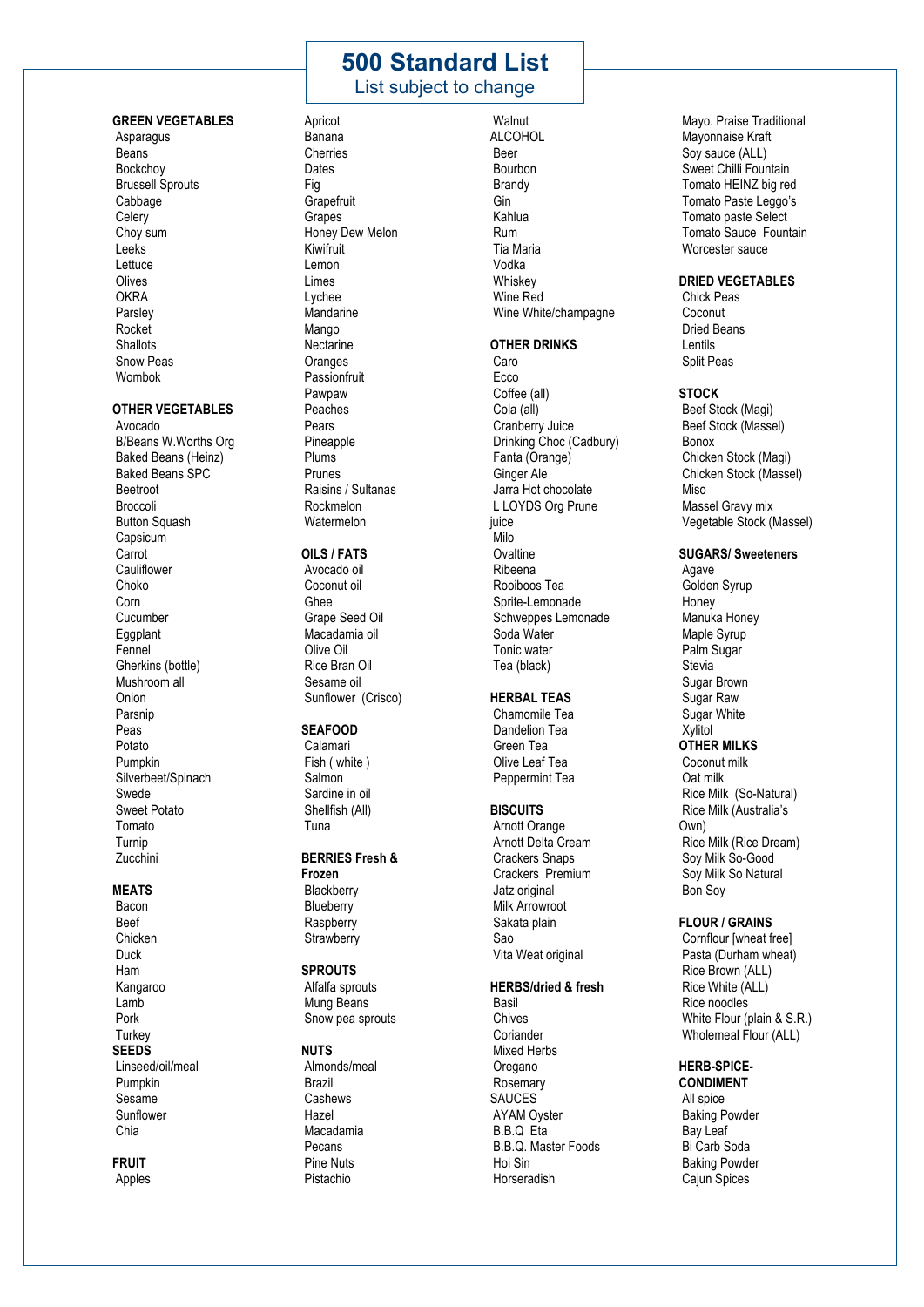# 500 Standard List

List subject to change

## GREEN VEGETABLES

- Asparagus
- Beans
- Bockchoy
- Brussell Sprouts
- Cabbage
- Celery
- Choy sum
- Leeks
- Lettuce
- Olives
- OKRA
- Parsley
- Rocket
- Shallots
- Snow Peas
- Wombok

## OTHER VEGETABLES

- Avocado
- B/Beans W.Worths Org
- Baked Beans (Heinz)
- Baked Beans SPC
- Beetroot
- Broccoli
- Button Squash
- Capsicum
- Carrot
- Cauliflower
- Choko
- Corn
- Cucumber
- Eggplant
- Fennel
- Gherkins (bottle)
- Mushroom all
- Onion
- Parsnip
- Peas
- Potato
- Pumpkin
- Silverbeet/Spinach
- Swede
- Sweet Potato
- Tomato
- Turnip
- Zucchini

## MEATS

- Bacon
- Beef
- Chicken
- Duck
- Ham
- Kangaroo
- Lamb
- Pork
- Turkey

## SEEDS

- Linseed/oil/meal
- Pumpkin
- Sesame
- Sunflower
- Chia

## FRUIT

- Apples
- Apricot
- Banana
- Cherries
- Dates
- Fig
- Grapefruit
- Grapes
- Honey Dew Melon
- Kiwifruit
- Lemon
- Limes
- Lychee
- Mandarine
- Mango
- Nectarine
- Oranges
- Passionfruit
- Pawpaw
- Peaches
- Pears
- Pineapple
- Plums
- Prunes
- Raisins / Sultanas
- Rockmelon
- Watermelon

## OILS / FATS

- Avocado oil
- Coconut oil
- Ghee
- Grape Seed Oil
- Macadamia oil
- Olive Oil
- Rice Bran Oil
- Sesame oil
- Sunflower (Crisco)

## SEAFOOD

- Calamari
- Fish ( white )
- Salmon
- Sardine in oil
- Shellfish (All)
- Tuna

## BERRIES Fresh & Frozen

- Blackberry
- Blueberry
- Raspberry
- Strawberry

## SPROUTS

- Alfalfa sprouts
- Mung Beans
- Snow pea sprouts

## NUTS

- Almonds/meal
- Brazil
- Cashews
- Hazel
- Macadamia
- Pecans
- Pine Nuts
- Pistachio
- Walnut

## ALCOHOL

- Beer
- Bourbon
- Brandy
- Gin
- Kahlua
- Rum
- Tia Maria
- Vodka
- Whiskey
- Wine Red
- Wine White/champagne

## OTHER DRINKS

- Caro
- Ecco
- Coffee (all)
- Cola (all)
- Cranberry Juice
- Drinking Choc (Cadbury)
- Fanta (Orange)
- Ginger Ale
- Jarra Hot chocolate
- L LOYDS Org Prune juice
- Milo
- Ovaltine
- Ribeena
- Rooiboos Tea
- Sprite-Lemonade
- Schweppes Lemonade
- Soda Water
- Tonic water
- Tea (black)

## HERBAL TEAS

- Chamomile Tea
- Dandelion Tea
- Green Tea
- Olive Leaf Tea
- Peppermint Tea

## BISCUITS

- Arnott Orange
- Arnott Delta Cream
- Crackers Snaps
- Crackers Premium
- Jatz original
- Milk Arrowroot
- Sakata plain
- Sao
- Vita Weat original

## HERBS/dried & fresh

- Basil
- Chives
- Coriander
- Mixed Herbs
- Oregano
- Rosemary

## SAUCES

- AYAM Oyster
- B.B.Q Eta
- B.B.Q. Master Foods
- Hoi Sin
- Horseradish
- Mayo. Praise Traditional
- Mayonnaise Kraft
- Soy sauce (ALL)
- Sweet Chilli Fountain
- Tomato HEINZ big red
- Tomato Paste Leggo's
- Tomato paste Select
- Tomato Sauce Fountain
- Worcester sauce

## DRIED VEGETABLES

- Chick Peas
- Coconut
- Dried Beans
- Lentils
- Split Peas

## STOCK

- Beef Stock (Magi)
- Beef Stock (Massel)
- Bonox
- Chicken Stock (Magi)
- Chicken Stock (Massel)
- Miso
- Massel Gravy mix
- Vegetable Stock (Massel)

## SUGARS/ Sweeteners

- Agave
- Golden Syrup
- Honey
- Manuka Honey
- Maple Syrup
- Palm Sugar
- Stevia
- Sugar Brown
- Sugar Raw
- Sugar White
- Xylitol

## OTHER MILKS

- Coconut milk
- Oat milk
- Rice Milk (So-Natural)
- Rice Milk (Australia's Own)
- Rice Milk (Rice Dream)
- Soy Milk So-Good
- Soy Milk So Natural
- Bon Soy

## FLOUR / GRAINS

- Cornflour [wheat free]
- Pasta (Durham wheat)
- Rice Brown (ALL)
- Rice White (ALL)
- Rice noodles
- White Flour (plain & S.R.)
- Wholemeal Flour (ALL)

## HERB-SPICE-CONDIMENT

- All spice
- Baking Powder
- Bay Leaf
- Bi Carb Soda
- Baking Powder
- Cajun Spices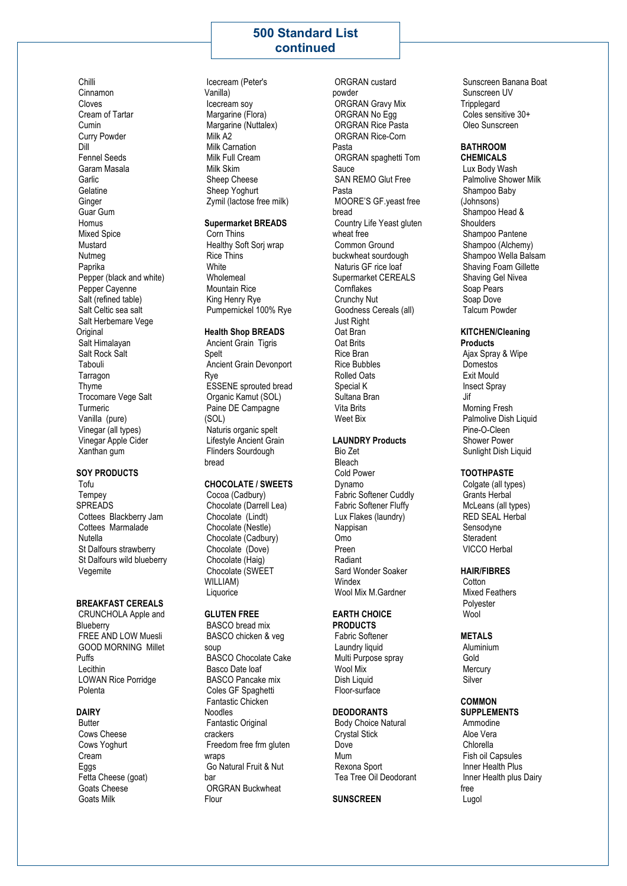# 500 Standard List continued

Chilli
Cinnamon
Cloves
Cream of Tartar
Cumin
Curry Powder
Dill
Fennel Seeds
Garam Masala
Garlic
Gelatine
Ginger
Guar Gum
Homus
Mixed Spice
Mustard
Nutmeg
Paprika
Pepper (black and white)
Pepper Cayenne
Salt (refined table)
Salt Celtic sea salt
Salt Herbemare Vege Original
Salt Himalayan
Salt Rock Salt
Tabouli
Tarragon
Thyme
Trocomare Vege Salt
Turmeric
Vanilla (pure)
Vinegar (all types)
Vinegar Apple Cider
Xanthan gum

**SOY PRODUCTS**

Tofu
Tempey

SPREADS

Cottees Blackberry Jam
Cottees Marmalade
Nutella
St Dalfours strawberry
St Dalfours wild blueberry
Vegemite

**BREAKFAST CEREALS**

CRUNCHOLA Apple and Blueberry
FREE AND LOW Muesli
GOOD MORNING Millet Puffs
Lecithin
LOWAN Rice Porridge
Polenta

**DAIRY**

Butter
Cows Cheese
Cows Yoghurt
Cream
Eggs
Fetta Cheese (goat)
Goats Cheese
Goats Milk
Icecream (Peter's Vanilla)
Icecream soy
Margarine (Flora)
Margarine (Nuttalex)
Milk A2
Milk Carnation
Milk Full Cream
Milk Skim
Sheep Cheese
Sheep Yoghurt
Zymil (lactose free milk)

**Supermarket BREADS**

Corn Thins
Healthy Soft Sorj wrap
Rice Thins
White
Wholemeal
Mountain Rice
King Henry Rye
Pumpernickel 100% Rye

**Health Shop BREADS**

Ancient Grain Tigris Spelt
Ancient Grain Devonport Rye
ESSENE sprouted bread
Organic Kamut (SOL)
Paine DE Campagne (SOL)
Naturis organic spelt
Lifestyle Ancient Grain
Flinders Sourdough bread

**CHOCOLATE / SWEETS**

Cocoa (Cadbury)
Chocolate (Darrell Lea)
Chocolate (Lindt)
Chocolate (Nestle)
Chocolate (Cadbury)
Chocolate (Dove)
Chocolate (Haig)
Chocolate (SWEET WILLIAM)
Liquorice

**GLUTEN FREE**

BASCO bread mix
BASCO chicken & veg soup
BASCO Chocolate Cake
Basco Date loaf
BASCO Pancake mix
Coles GF Spaghetti
Fantastic Chicken Noodles
Fantastic Original crackers
Freedom free frm gluten wraps
Go Natural Fruit & Nut bar
ORGRAN Buckwheat Flour
ORGRAN custard powder
ORGRAN Gravy Mix
ORGRAN No Egg
ORGRAN Rice Pasta
ORGRAN Rice-Corn Pasta
ORGRAN spaghetti Tom Sauce
SAN REMO Glut Free Pasta
MOORE'S GF.yeast free bread
Country Life Yeast gluten wheat free
Common Ground buckwheat sourdough
Naturis GF rice loaf

Supermarket CEREALS

Cornflakes
Crunchy Nut
Goodness Cereals (all)
Just Right
Oat Bran
Oat Brits
Rice Bran
Rice Bubbles
Rolled Oats
Special K
Sultana Bran
Vita Brits
Weet Bix

**LAUNDRY Products**

Bio Zet
Bleach
Cold Power
Dynamo
Fabric Softener Cuddly
Fabric Softener Fluffy
Lux Flakes (laundry)
Nappisan
Omo
Preen
Radiant
Sard Wonder Soaker
Windex
Wool Mix M.Gardner

**EARTH CHOICE PRODUCTS**

Fabric Softener
Laundry liquid
Multi Purpose spray
Wool Mix
Dish Liquid
Floor-surface

**DEODORANTS**

Body Choice Natural
Crystal Stick
Dove
Mum
Rexona Sport
Tea Tree Oil Deodorant

**SUNSCREEN**

Sunscreen Banana Boat
Sunscreen UV Tripplegard
Coles sensitive 30+
Oleo Sunscreen

**BATHROOM CHEMICALS**

Lux Body Wash
Palmolive Shower Milk
Shampoo Baby (Johnsons)
Shampoo Head & Shoulders
Shampoo Pantene
Shampoo (Alchemy)
Shampoo Wella Balsam
Shaving Foam Gillette
Shaving Gel Nivea
Soap Pears
Soap Dove
Talcum Powder

**KITCHEN/Cleaning Products**

Ajax Spray & Wipe
Domestos
Exit Mould
Insect Spray
Jif
Morning Fresh
Palmolive Dish Liquid
Pine-O-Cleen
Shower Power
Sunlight Dish Liquid

**TOOTHPASTE**

Colgate (all types)
Grants Herbal
McLeans (all types)
RED SEAL Herbal
Sensodyne
Steradent
VICCO Herbal

**HAIR/FIBRES**

Cotton
Mixed Feathers
Polyester
Wool

**METALS**

Aluminium
Gold
Mercury
Silver

**COMMON SUPPLEMENTS**

Ammodine
Aloe Vera
Chlorella
Fish oil Capsules
Inner Health Plus
Inner Health plus Dairy free
Lugol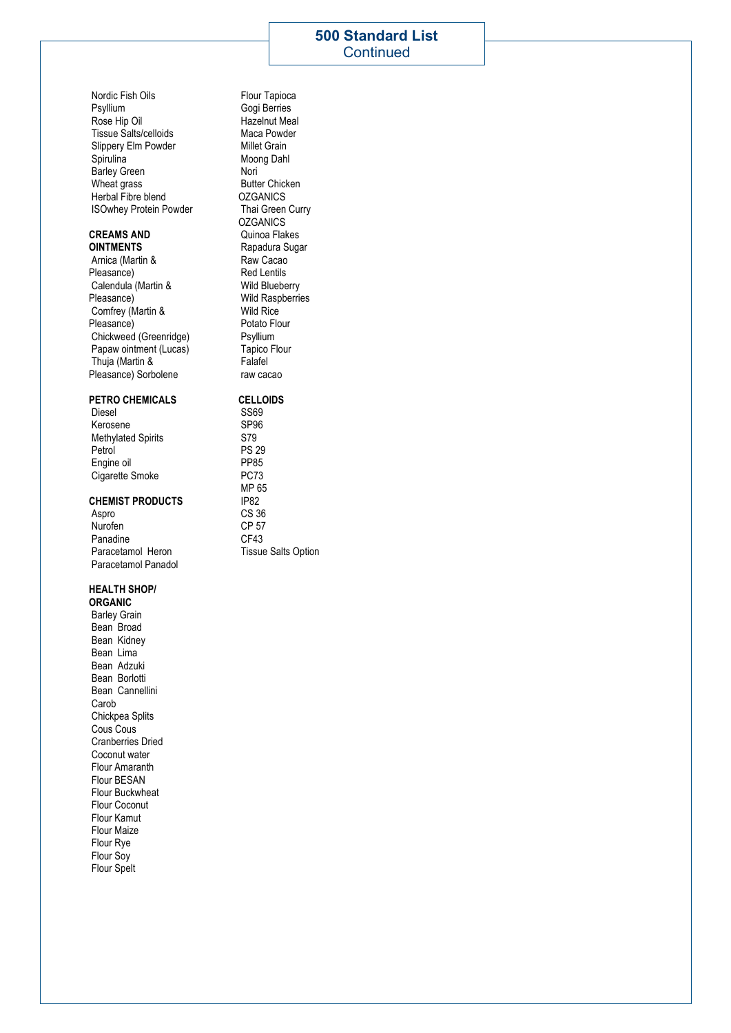# 500 Standard List
Continued

Nordic Fish Oils
Psyllium
Rose Hip Oil
Tissue Salts/celloids
Slippery Elm Powder
Spirulina
Barley Green
Wheat grass
Herbal Fibre blend
ISOwhey Protein Powder

**CREAMS AND OINTMENTS**

Arnica (Martin & Pleasance)
Calendula (Martin & Pleasance)
Comfrey (Martin & Pleasance)
Chickweed (Greenridge)
Papaw ointment (Lucas)
Thuja (Martin & Pleasance) Sorbolene

**PETRO CHEMICALS**

Diesel
Kerosene
Methylated Spirits
Petrol
Engine oil
Cigarette Smoke

**CHEMIST PRODUCTS**

Aspro
Nurofen
Panadine
Paracetamol Heron
Paracetamol Panadol

**HEALTH SHOP/ ORGANIC**

Barley Grain
Bean Broad
Bean Kidney
Bean Lima
Bean Adzuki
Bean Borlotti
Bean Cannellini
Carob
Chickpea Splits
Cous Cous
Cranberries Dried
Coconut water
Flour Amaranth
Flour BESAN
Flour Buckwheat
Flour Coconut
Flour Kamut
Flour Maize
Flour Rye
Flour Soy
Flour Spelt
Flour Tapioca
Gogi Berries
Hazelnut Meal
Maca Powder
Millet Grain
Moong Dahl
Nori
Butter Chicken OZGANICS
Thai Green Curry OZGANICS
Quinoa Flakes
Rapadura Sugar
Raw Cacao
Red Lentils
Wild Blueberry
Wild Raspberries
Wild Rice
Potato Flour
Psyllium
Tapico Flour
Falafel
raw cacao

**CELLOIDS**

SS69
SP96
S79
PS 29
PP85
PC73
MP 65
IP82
CS 36
CP 57
CF43
Tissue Salts Option